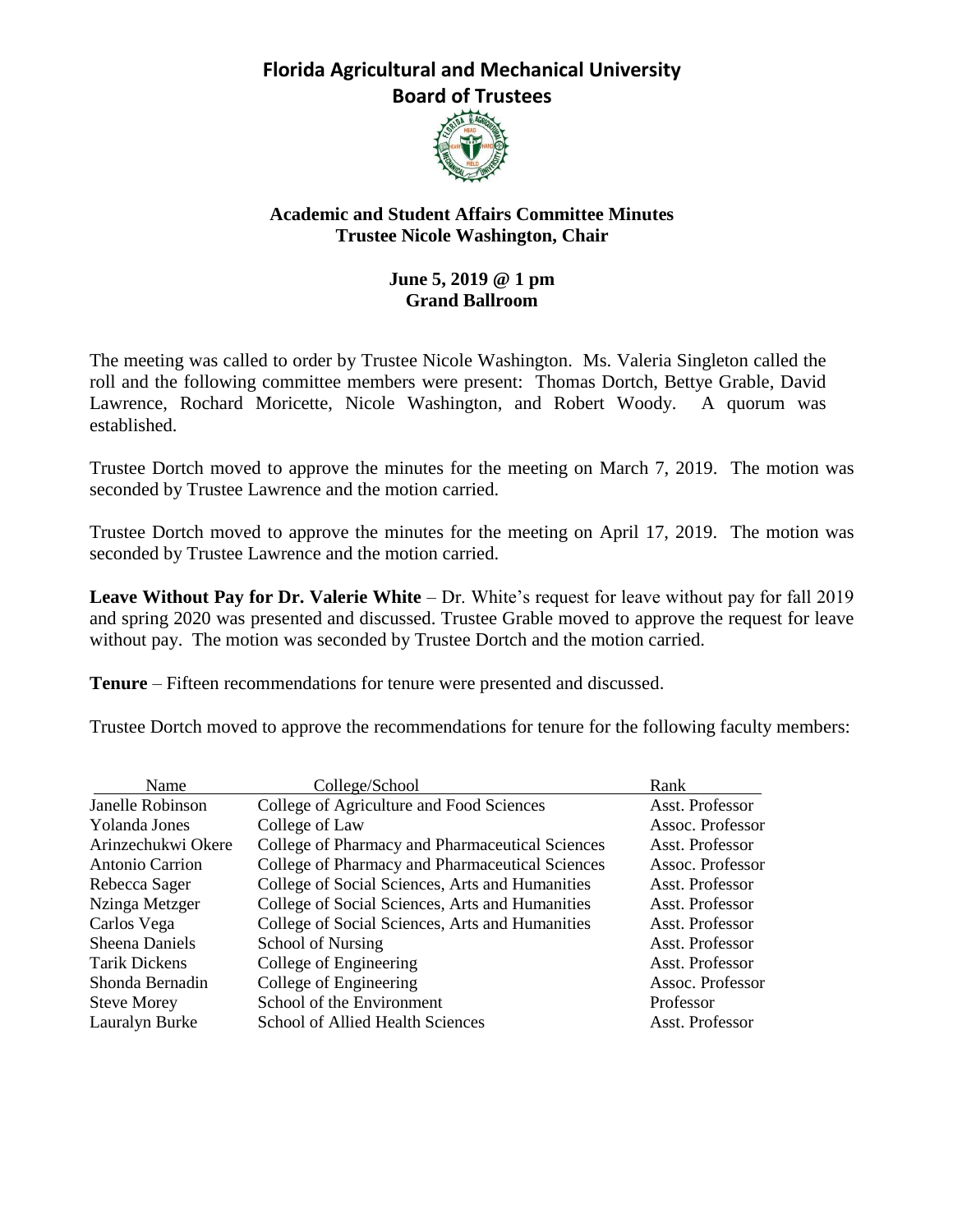# Florida Agricultural and Mechanical University Board of Trustees

## Academic and Student Affairs Committee Minutes
### Trustee Nicole Washington, Chair

**June 5, 2019 @ 1 pm**
**Grand Ballroom**

The meeting was called to order by Trustee Nicole Washington. Ms. Valeria Singleton called the roll and the following committee members were present: Thomas Dortch, Bettye Grable, David Lawrence, Rochard Moricette, Nicole Washington, and Robert Woody. A quorum was established.

Trustee Dortch moved to approve the minutes for the meeting on March 7, 2019. The motion was seconded by Trustee Lawrence and the motion carried.

Trustee Dortch moved to approve the minutes for the meeting on April 17, 2019. The motion was seconded by Trustee Lawrence and the motion carried.

**Leave Without Pay for Dr. Valerie White** – Dr. White's request for leave without pay for fall 2019 and spring 2020 was presented and discussed. Trustee Grable moved to approve the request for leave without pay. The motion was seconded by Trustee Dortch and the motion carried.

**Tenure** – Fifteen recommendations for tenure were presented and discussed.

Trustee Dortch moved to approve the recommendations for tenure for the following faculty members:

| Name | College/School | Rank |
|---|---|---|
| Janelle Robinson | College of Agriculture and Food Sciences | Asst. Professor |
| Yolanda Jones | College of Law | Assoc. Professor |
| Arinzechukwi Okere | College of Pharmacy and Pharmaceutical Sciences | Asst. Professor |
| Antonio Carrion | College of Pharmacy and Pharmaceutical Sciences | Assoc. Professor |
| Rebecca Sager | College of Social Sciences, Arts and Humanities | Asst. Professor |
| Nzinga Metzger | College of Social Sciences, Arts and Humanities | Asst. Professor |
| Carlos Vega | College of Social Sciences, Arts and Humanities | Asst. Professor |
| Sheena Daniels | School of Nursing | Asst. Professor |
| Tarik Dickens | College of Engineering | Asst. Professor |
| Shonda Bernadin | College of Engineering | Assoc. Professor |
| Steve Morey | School of the Environment | Professor |
| Lauralyn Burke | School of Allied Health Sciences | Asst. Professor |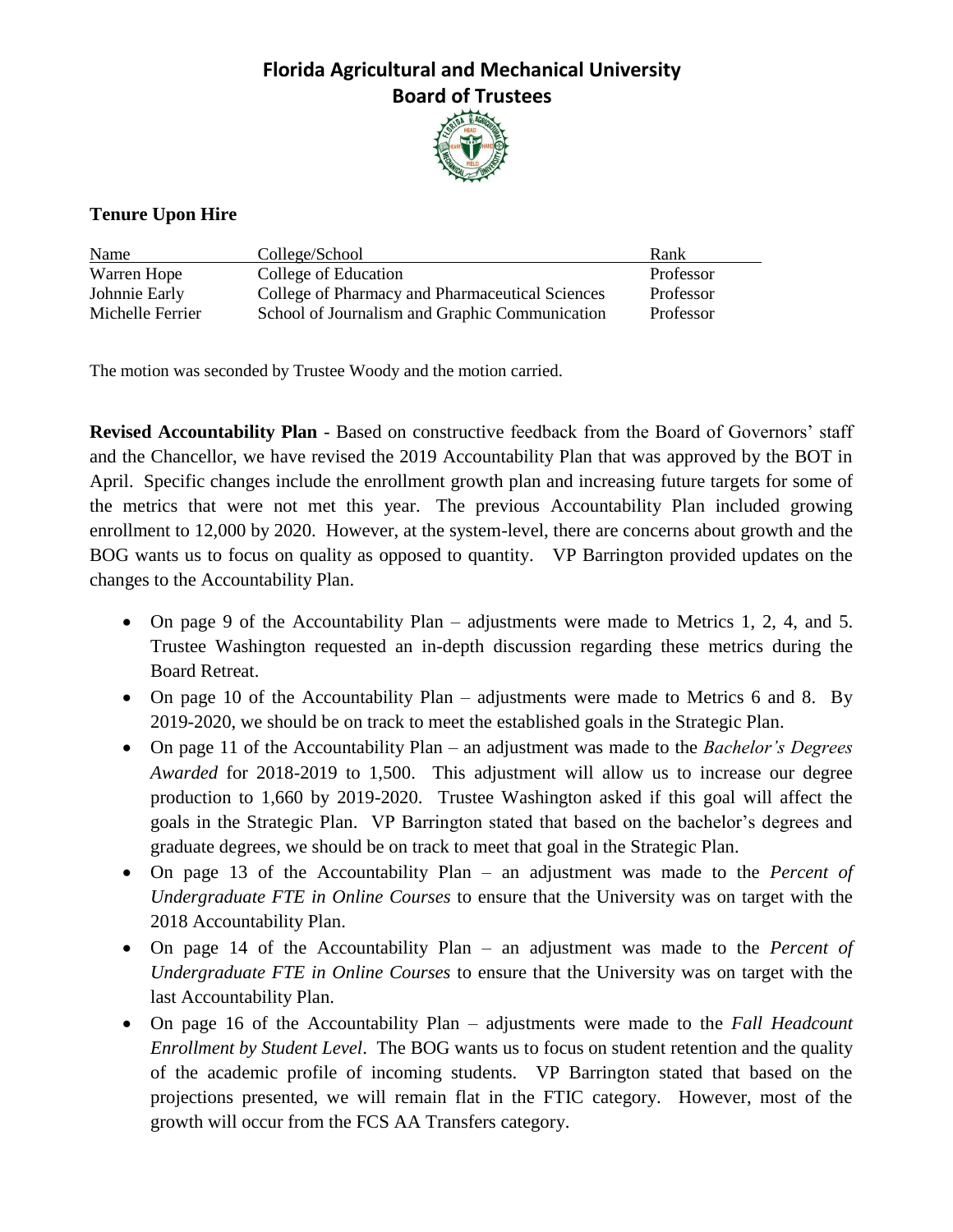# Florida Agricultural and Mechanical University
## Board of Trustees

### Tenure Upon Hire

| Name | College/School | Rank |
|---|---|---|
| Warren Hope | College of Education | Professor |
| Johnnie Early | College of Pharmacy and Pharmaceutical Sciences | Professor |
| Michelle Ferrier | School of Journalism and Graphic Communication | Professor |

The motion was seconded by Trustee Woody and the motion carried.

**Revised Accountability Plan** - Based on constructive feedback from the Board of Governors' staff and the Chancellor, we have revised the 2019 Accountability Plan that was approved by the BOT in April. Specific changes include the enrollment growth plan and increasing future targets for some of the metrics that were not met this year. The previous Accountability Plan included growing enrollment to 12,000 by 2020. However, at the system-level, there are concerns about growth and the BOG wants us to focus on quality as opposed to quantity. VP Barrington provided updates on the changes to the Accountability Plan.

- On page 9 of the Accountability Plan – adjustments were made to Metrics 1, 2, 4, and 5. Trustee Washington requested an in-depth discussion regarding these metrics during the Board Retreat.
- On page 10 of the Accountability Plan – adjustments were made to Metrics 6 and 8. By 2019-2020, we should be on track to meet the established goals in the Strategic Plan.
- On page 11 of the Accountability Plan – an adjustment was made to the *Bachelor's Degrees Awarded* for 2018-2019 to 1,500. This adjustment will allow us to increase our degree production to 1,660 by 2019-2020. Trustee Washington asked if this goal will affect the goals in the Strategic Plan. VP Barrington stated that based on the bachelor's degrees and graduate degrees, we should be on track to meet that goal in the Strategic Plan.
- On page 13 of the Accountability Plan – an adjustment was made to the *Percent of Undergraduate FTE in Online Courses* to ensure that the University was on target with the 2018 Accountability Plan.
- On page 14 of the Accountability Plan – an adjustment was made to the *Percent of Undergraduate FTE in Online Courses* to ensure that the University was on target with the last Accountability Plan.
- On page 16 of the Accountability Plan – adjustments were made to the *Fall Headcount Enrollment by Student Level*. The BOG wants us to focus on student retention and the quality of the academic profile of incoming students. VP Barrington stated that based on the projections presented, we will remain flat in the FTIC category. However, most of the growth will occur from the FCS AA Transfers category.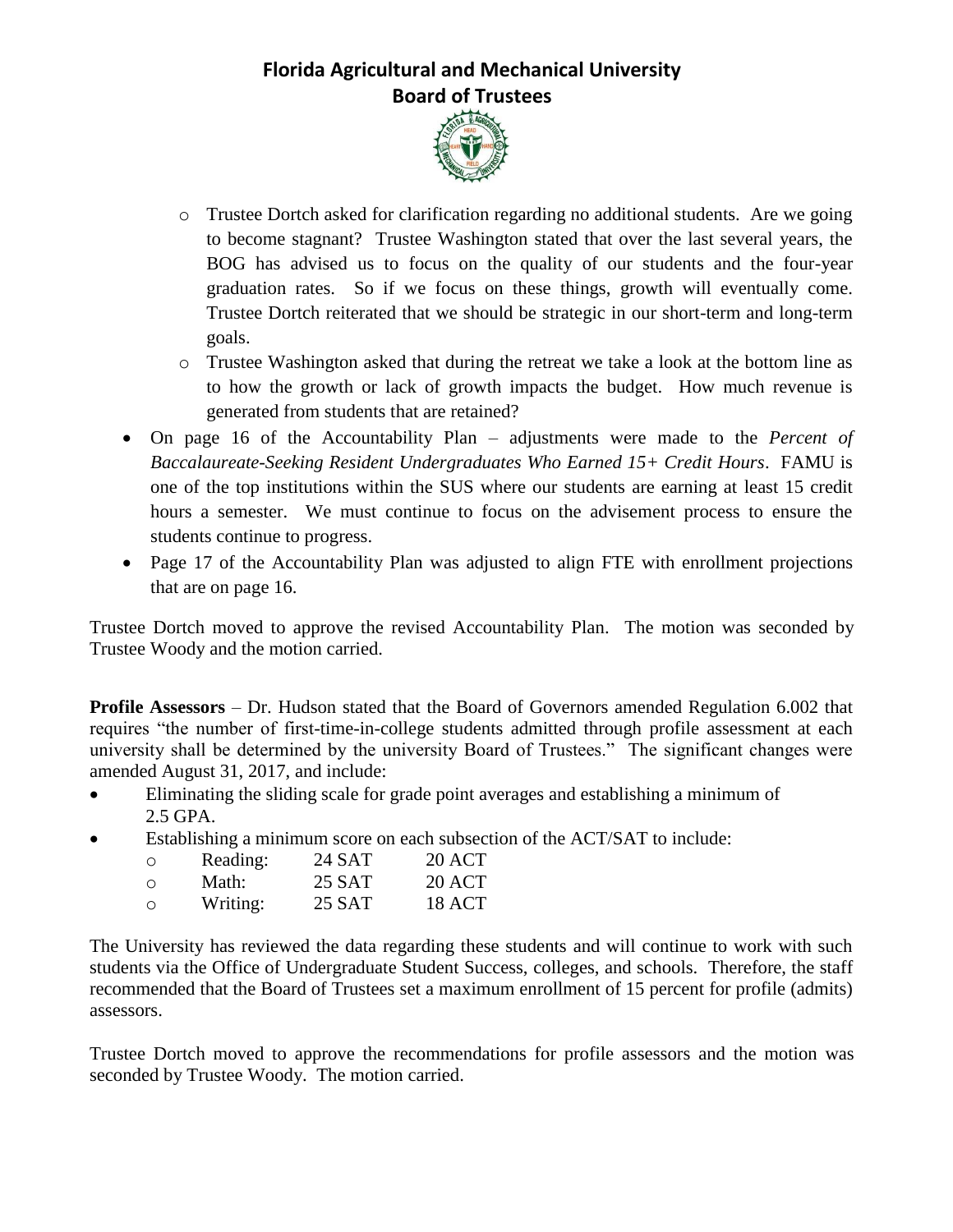- Trustee Dortch asked for clarification regarding no additional students. Are we going to become stagnant? Trustee Washington stated that over the last several years, the BOG has advised us to focus on the quality of our students and the four-year graduation rates. So if we focus on these things, growth will eventually come. Trustee Dortch reiterated that we should be strategic in our short-term and long-term goals.
- Trustee Washington asked that during the retreat we take a look at the bottom line as to how the growth or lack of growth impacts the budget. How much revenue is generated from students that are retained?

- On page 16 of the Accountability Plan – adjustments were made to the *Percent of Baccalaureate-Seeking Resident Undergraduates Who Earned 15+ Credit Hours*. FAMU is one of the top institutions within the SUS where our students are earning at least 15 credit hours a semester. We must continue to focus on the advisement process to ensure the students continue to progress.
- Page 17 of the Accountability Plan was adjusted to align FTE with enrollment projections that are on page 16.

Trustee Dortch moved to approve the revised Accountability Plan. The motion was seconded by Trustee Woody and the motion carried.

**Profile Assessors** – Dr. Hudson stated that the Board of Governors amended Regulation 6.002 that requires "the number of first-time-in-college students admitted through profile assessment at each university shall be determined by the university Board of Trustees." The significant changes were amended August 31, 2017, and include:

- Eliminating the sliding scale for grade point averages and establishing a minimum of 2.5 GPA.
- Establishing a minimum score on each subsection of the ACT/SAT to include:
  - Reading: 24 SAT 20 ACT
  - Math: 25 SAT 20 ACT
  - Writing: 25 SAT 18 ACT

The University has reviewed the data regarding these students and will continue to work with such students via the Office of Undergraduate Student Success, colleges, and schools. Therefore, the staff recommended that the Board of Trustees set a maximum enrollment of 15 percent for profile (admits) assessors.

Trustee Dortch moved to approve the recommendations for profile assessors and the motion was seconded by Trustee Woody. The motion carried.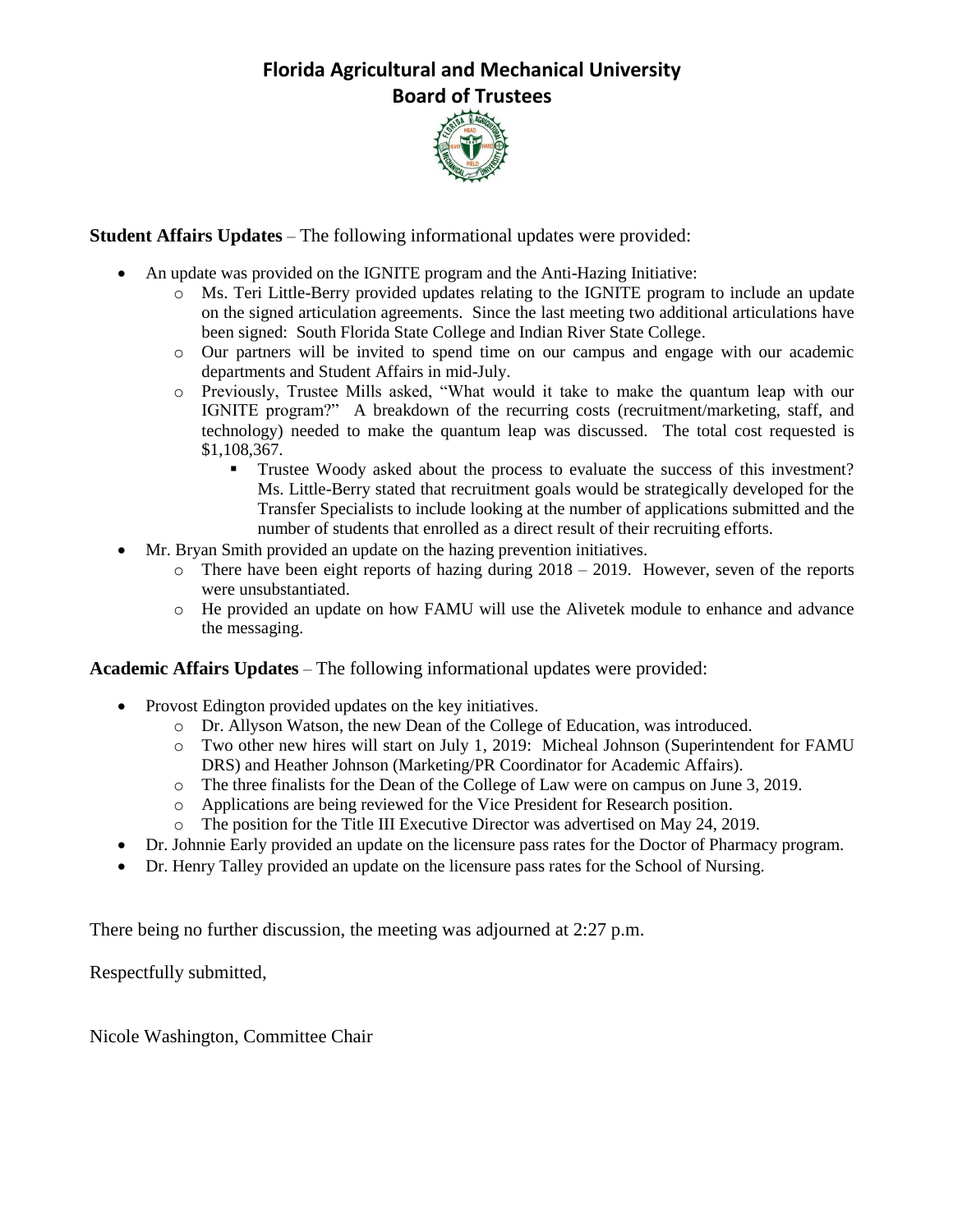# Florida Agricultural and Mechanical University
## Board of Trustees

**Student Affairs Updates** – The following informational updates were provided:

- An update was provided on the IGNITE program and the Anti-Hazing Initiative:
  - Ms. Teri Little-Berry provided updates relating to the IGNITE program to include an update on the signed articulation agreements. Since the last meeting two additional articulations have been signed: South Florida State College and Indian River State College.
  - Our partners will be invited to spend time on our campus and engage with our academic departments and Student Affairs in mid-July.
  - Previously, Trustee Mills asked, "What would it take to make the quantum leap with our IGNITE program?" A breakdown of the recurring costs (recruitment/marketing, staff, and technology) needed to make the quantum leap was discussed. The total cost requested is $1,108,367.
    - Trustee Woody asked about the process to evaluate the success of this investment? Ms. Little-Berry stated that recruitment goals would be strategically developed for the Transfer Specialists to include looking at the number of applications submitted and the number of students that enrolled as a direct result of their recruiting efforts.
- Mr. Bryan Smith provided an update on the hazing prevention initiatives.
  - There have been eight reports of hazing during 2018 – 2019. However, seven of the reports were unsubstantiated.
  - He provided an update on how FAMU will use the Alivetek module to enhance and advance the messaging.

**Academic Affairs Updates** – The following informational updates were provided:

- Provost Edington provided updates on the key initiatives.
  - Dr. Allyson Watson, the new Dean of the College of Education, was introduced.
  - Two other new hires will start on July 1, 2019: Micheal Johnson (Superintendent for FAMU DRS) and Heather Johnson (Marketing/PR Coordinator for Academic Affairs).
  - The three finalists for the Dean of the College of Law were on campus on June 3, 2019.
  - Applications are being reviewed for the Vice President for Research position.
  - The position for the Title III Executive Director was advertised on May 24, 2019.
- Dr. Johnnie Early provided an update on the licensure pass rates for the Doctor of Pharmacy program.
- Dr. Henry Talley provided an update on the licensure pass rates for the School of Nursing.

There being no further discussion, the meeting was adjourned at 2:27 p.m.

Respectfully submitted,

Nicole Washington, Committee Chair